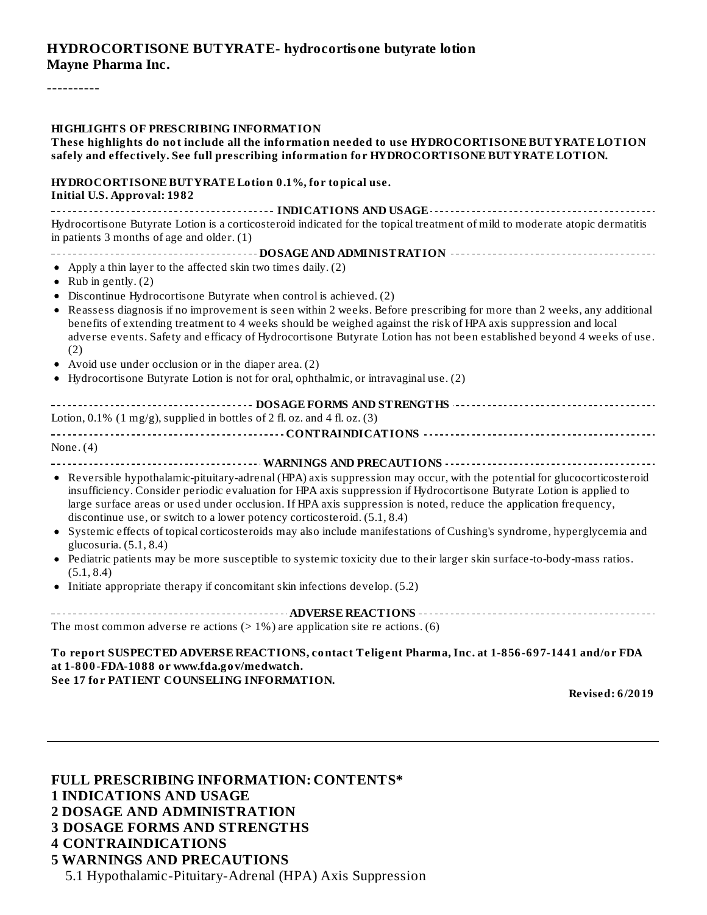**HYDROCORTISONE BUTYRATE- hydrocortisone butyrate lotion**
**Mayne Pharma Inc.**

----------

**HIGHLIGHTS OF PRESCRIBING INFORMATION**
**These highlights do not include all the information needed to use HYDROCORTISONE BUTYRATE LOTION safely and effectively. See full prescribing information for HYDROCORTISONE BUTYRATE LOTION.**

**HYDROCORTISONE BUTYRATE Lotion 0.1%, for topical use.**
**Initial U.S. Approval: 1982**

**INDICATIONS AND USAGE**

Hydrocortisone Butyrate Lotion is a corticosteroid indicated for the topical treatment of mild to moderate atopic dermatitis in patients 3 months of age and older. (1)

**DOSAGE AND ADMINISTRATION**

- Apply a thin layer to the affected skin two times daily. (2)
- Rub in gently. (2)
- Discontinue Hydrocortisone Butyrate when control is achieved. (2)
- Reassess diagnosis if no improvement is seen within 2 weeks. Before prescribing for more than 2 weeks, any additional benefits of extending treatment to 4 weeks should be weighed against the risk of HPA axis suppression and local adverse events. Safety and efficacy of Hydrocortisone Butyrate Lotion has not been established beyond 4 weeks of use. (2)
- Avoid use under occlusion or in the diaper area. (2)
- Hydrocortisone Butyrate Lotion is not for oral, ophthalmic, or intravaginal use. (2)

**DOSAGE FORMS AND STRENGTHS**

Lotion, 0.1% (1 mg/g), supplied in bottles of 2 fl. oz. and 4 fl. oz. (3)

**CONTRAINDICATIONS**

None. (4)

**WARNINGS AND PRECAUTIONS**

- Reversible hypothalamic-pituitary-adrenal (HPA) axis suppression may occur, with the potential for glucocorticosteroid insufficiency. Consider periodic evaluation for HPA axis suppression if Hydrocortisone Butyrate Lotion is applied to large surface areas or used under occlusion. If HPA axis suppression is noted, reduce the application frequency, discontinue use, or switch to a lower potency corticosteroid. (5.1, 8.4)
- Systemic effects of topical corticosteroids may also include manifestations of Cushing's syndrome, hyperglycemia and glucosuria. (5.1, 8.4)
- Pediatric patients may be more susceptible to systemic toxicity due to their larger skin surface-to-body-mass ratios. (5.1, 8.4)
- Initiate appropriate therapy if concomitant skin infections develop. (5.2)

**ADVERSE REACTIONS**

The most common adverse reactions (> 1%) are application site reactions. (6)

**To report SUSPECTED ADVERSE REACTIONS, contact Teligent Pharma, Inc. at 1-856-697-1441 and/or FDA at 1-800-FDA-1088 or www.fda.gov/medwatch.**
**See 17 for PATIENT COUNSELING INFORMATION.**

**Revised: 6/2019**

---

**FULL PRESCRIBING INFORMATION: CONTENTS***
**1 INDICATIONS AND USAGE**
**2 DOSAGE AND ADMINISTRATION**
**3 DOSAGE FORMS AND STRENGTHS**
**4 CONTRAINDICATIONS**
**5 WARNINGS AND PRECAUTIONS**
5.1 Hypothalamic-Pituitary-Adrenal (HPA) Axis Suppression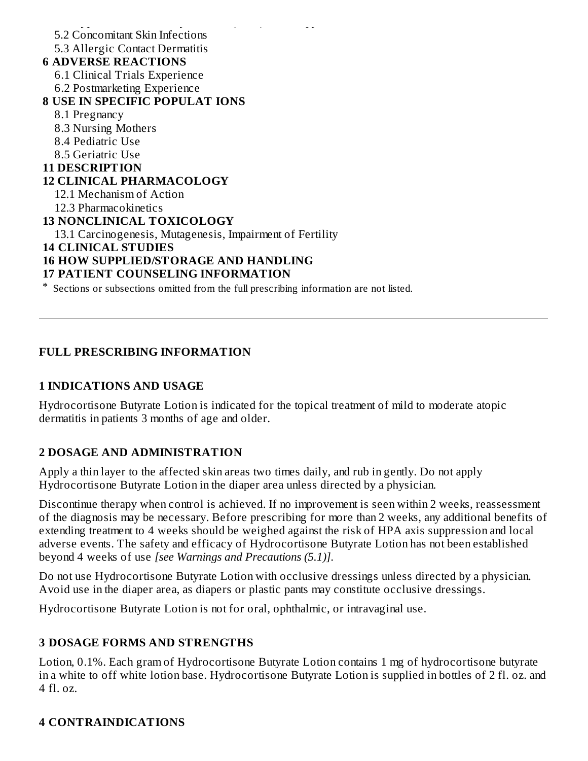5.2 Concomitant Skin Infections

5.3 Allergic Contact Dermatitis

**6 ADVERSE REACTIONS**

6.1 Clinical Trials Experience

6.2 Postmarketing Experience

**8 USE IN SPECIFIC POPULATIONS**

8.1 Pregnancy

8.3 Nursing Mothers

8.4 Pediatric Use

8.5 Geriatric Use

**11 DESCRIPTION**

**12 CLINICAL PHARMACOLOGY**

12.1 Mechanism of Action

12.3 Pharmacokinetics

**13 NONCLINICAL TOXICOLOGY**

13.1 Carcinogenesis, Mutagenesis, Impairment of Fertility

**14 CLINICAL STUDIES**

**16 HOW SUPPLIED/STORAGE AND HANDLING**

**17 PATIENT COUNSELING INFORMATION**

* Sections or subsections omitted from the full prescribing information are not listed.

---

## FULL PRESCRIBING INFORMATION

### 1 INDICATIONS AND USAGE

Hydrocortisone Butyrate Lotion is indicated for the topical treatment of mild to moderate atopic dermatitis in patients 3 months of age and older.

### 2 DOSAGE AND ADMINISTRATION

Apply a thin layer to the affected skin areas two times daily, and rub in gently. Do not apply Hydrocortisone Butyrate Lotion in the diaper area unless directed by a physician.

Discontinue therapy when control is achieved. If no improvement is seen within 2 weeks, reassessment of the diagnosis may be necessary. Before prescribing for more than 2 weeks, any additional benefits of extending treatment to 4 weeks should be weighed against the risk of HPA axis suppression and local adverse events. The safety and efficacy of Hydrocortisone Butyrate Lotion has not been established beyond 4 weeks of use *[see Warnings and Precautions (5.1)]*.

Do not use Hydrocortisone Butyrate Lotion with occlusive dressings unless directed by a physician. Avoid use in the diaper area, as diapers or plastic pants may constitute occlusive dressings.

Hydrocortisone Butyrate Lotion is not for oral, ophthalmic, or intravaginal use.

### 3 DOSAGE FORMS AND STRENGTHS

Lotion, 0.1%. Each gram of Hydrocortisone Butyrate Lotion contains 1 mg of hydrocortisone butyrate in a white to off white lotion base. Hydrocortisone Butyrate Lotion is supplied in bottles of 2 fl. oz. and 4 fl. oz.

### 4 CONTRAINDICATIONS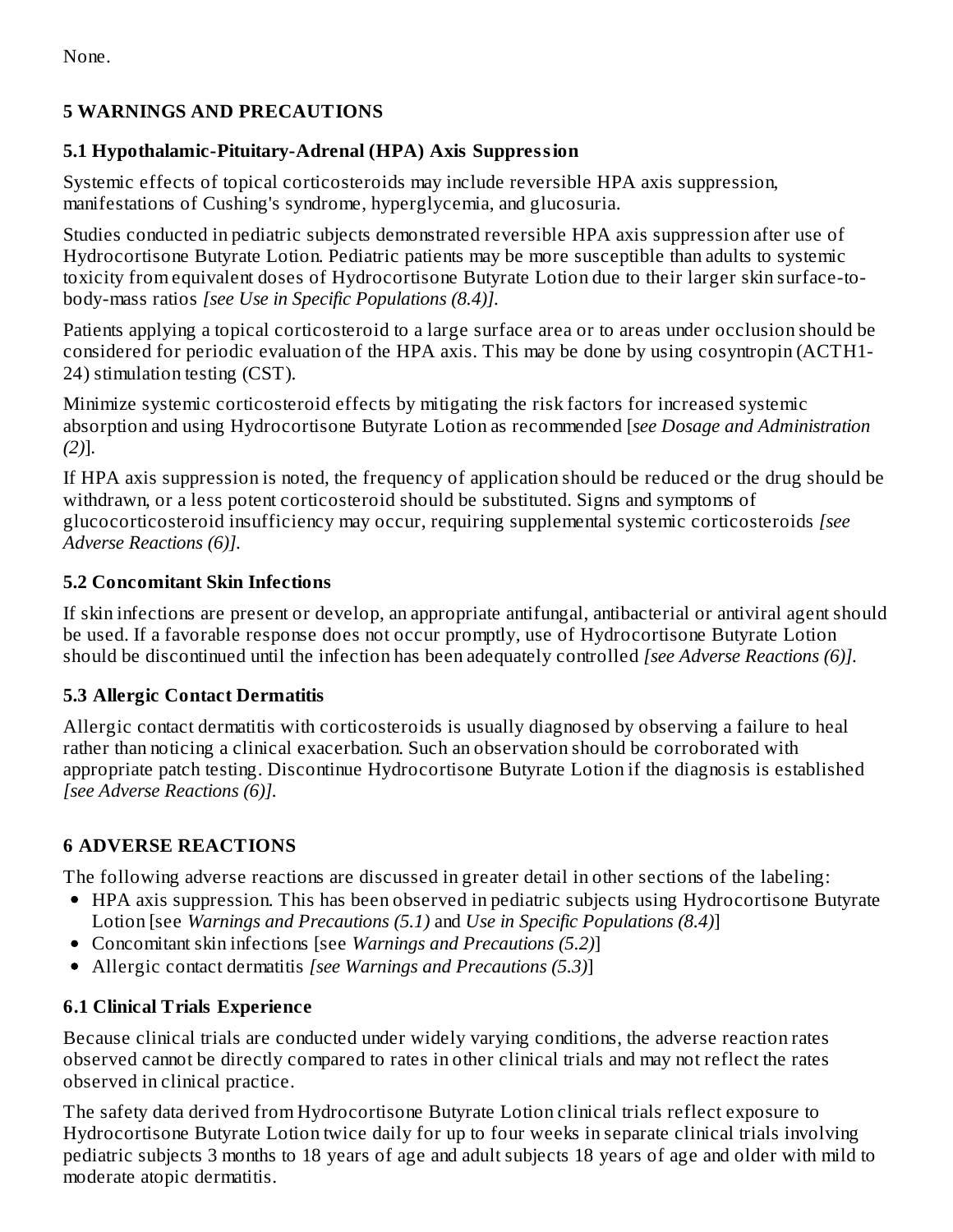None.

## 5 WARNINGS AND PRECAUTIONS

### 5.1 Hypothalamic-Pituitary-Adrenal (HPA) Axis Suppression

Systemic effects of topical corticosteroids may include reversible HPA axis suppression, manifestations of Cushing's syndrome, hyperglycemia, and glucosuria.

Studies conducted in pediatric subjects demonstrated reversible HPA axis suppression after use of Hydrocortisone Butyrate Lotion. Pediatric patients may be more susceptible than adults to systemic toxicity from equivalent doses of Hydrocortisone Butyrate Lotion due to their larger skin surface-to-body-mass ratios *[see Use in Specific Populations (8.4)]*.

Patients applying a topical corticosteroid to a large surface area or to areas under occlusion should be considered for periodic evaluation of the HPA axis. This may be done by using cosyntropin (ACTH1-24) stimulation testing (CST).

Minimize systemic corticosteroid effects by mitigating the risk factors for increased systemic absorption and using Hydrocortisone Butyrate Lotion as recommended [*see Dosage and Administration (2)*].

If HPA axis suppression is noted, the frequency of application should be reduced or the drug should be withdrawn, or a less potent corticosteroid should be substituted. Signs and symptoms of glucocorticosteroid insufficiency may occur, requiring supplemental systemic corticosteroids *[see Adverse Reactions (6)]*.

### 5.2 Concomitant Skin Infections

If skin infections are present or develop, an appropriate antifungal, antibacterial or antiviral agent should be used. If a favorable response does not occur promptly, use of Hydrocortisone Butyrate Lotion should be discontinued until the infection has been adequately controlled *[see Adverse Reactions (6)]*.

### 5.3 Allergic Contact Dermatitis

Allergic contact dermatitis with corticosteroids is usually diagnosed by observing a failure to heal rather than noticing a clinical exacerbation. Such an observation should be corroborated with appropriate patch testing. Discontinue Hydrocortisone Butyrate Lotion if the diagnosis is established *[see Adverse Reactions (6)]*.

## 6 ADVERSE REACTIONS

The following adverse reactions are discussed in greater detail in other sections of the labeling:

- HPA axis suppression. This has been observed in pediatric subjects using Hydrocortisone Butyrate Lotion [see *Warnings and Precautions (5.1)* and *Use in Specific Populations (8.4)*]
- Concomitant skin infections [see *Warnings and Precautions (5.2)*]
- Allergic contact dermatitis *[see Warnings and Precautions (5.3)*]

### 6.1 Clinical Trials Experience

Because clinical trials are conducted under widely varying conditions, the adverse reaction rates observed cannot be directly compared to rates in other clinical trials and may not reflect the rates observed in clinical practice.

The safety data derived from Hydrocortisone Butyrate Lotion clinical trials reflect exposure to Hydrocortisone Butyrate Lotion twice daily for up to four weeks in separate clinical trials involving pediatric subjects 3 months to 18 years of age and adult subjects 18 years of age and older with mild to moderate atopic dermatitis.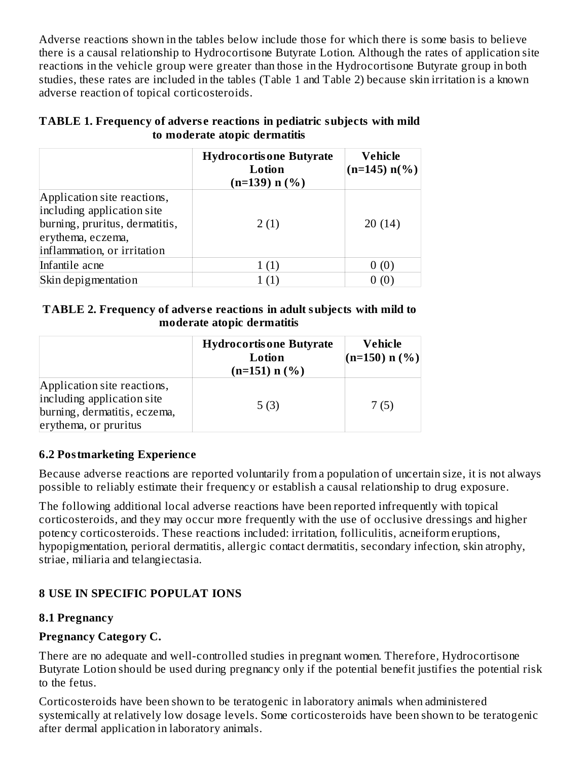Adverse reactions shown in the tables below include those for which there is some basis to believe there is a causal relationship to Hydrocortisone Butyrate Lotion. Although the rates of application site reactions in the vehicle group were greater than those in the Hydrocortisone Butyrate group in both studies, these rates are included in the tables (Table 1 and Table 2) because skin irritation is a known adverse reaction of topical corticosteroids.

**TABLE 1. Frequency of adverse reactions in pediatric subjects with mild to moderate atopic dermatitis**

| | Hydrocortisone Butyrate Lotion (n=139) n (%) | Vehicle (n=145) n(%) |
|---|---|---|
| Application site reactions, including application site burning, pruritus, dermatitis, erythema, eczema, inflammation, or irritation | 2 (1) | 20 (14) |
| Infantile acne | 1 (1) | 0 (0) |
| Skin depigmentation | 1 (1) | 0 (0) |

**TABLE 2. Frequency of adverse reactions in adult subjects with mild to moderate atopic dermatitis**

| | Hydrocortisone Butyrate Lotion (n=151) n (%) | Vehicle (n=150) n (%) |
|---|---|---|
| Application site reactions, including application site burning, dermatitis, eczema, erythema, or pruritus | 5 (3) | 7 (5) |

### 6.2 Postmarketing Experience

Because adverse reactions are reported voluntarily from a population of uncertain size, it is not always possible to reliably estimate their frequency or establish a causal relationship to drug exposure.

The following additional local adverse reactions have been reported infrequently with topical corticosteroids, and they may occur more frequently with the use of occlusive dressings and higher potency corticosteroids. These reactions included: irritation, folliculitis, acneiform eruptions, hypopigmentation, perioral dermatitis, allergic contact dermatitis, secondary infection, skin atrophy, striae, miliaria and telangiectasia.

## 8 USE IN SPECIFIC POPULATIONS

### 8.1 Pregnancy

**Pregnancy Category C.**

There are no adequate and well-controlled studies in pregnant women. Therefore, Hydrocortisone Butyrate Lotion should be used during pregnancy only if the potential benefit justifies the potential risk to the fetus.

Corticosteroids have been shown to be teratogenic in laboratory animals when administered systemically at relatively low dosage levels. Some corticosteroids have been shown to be teratogenic after dermal application in laboratory animals.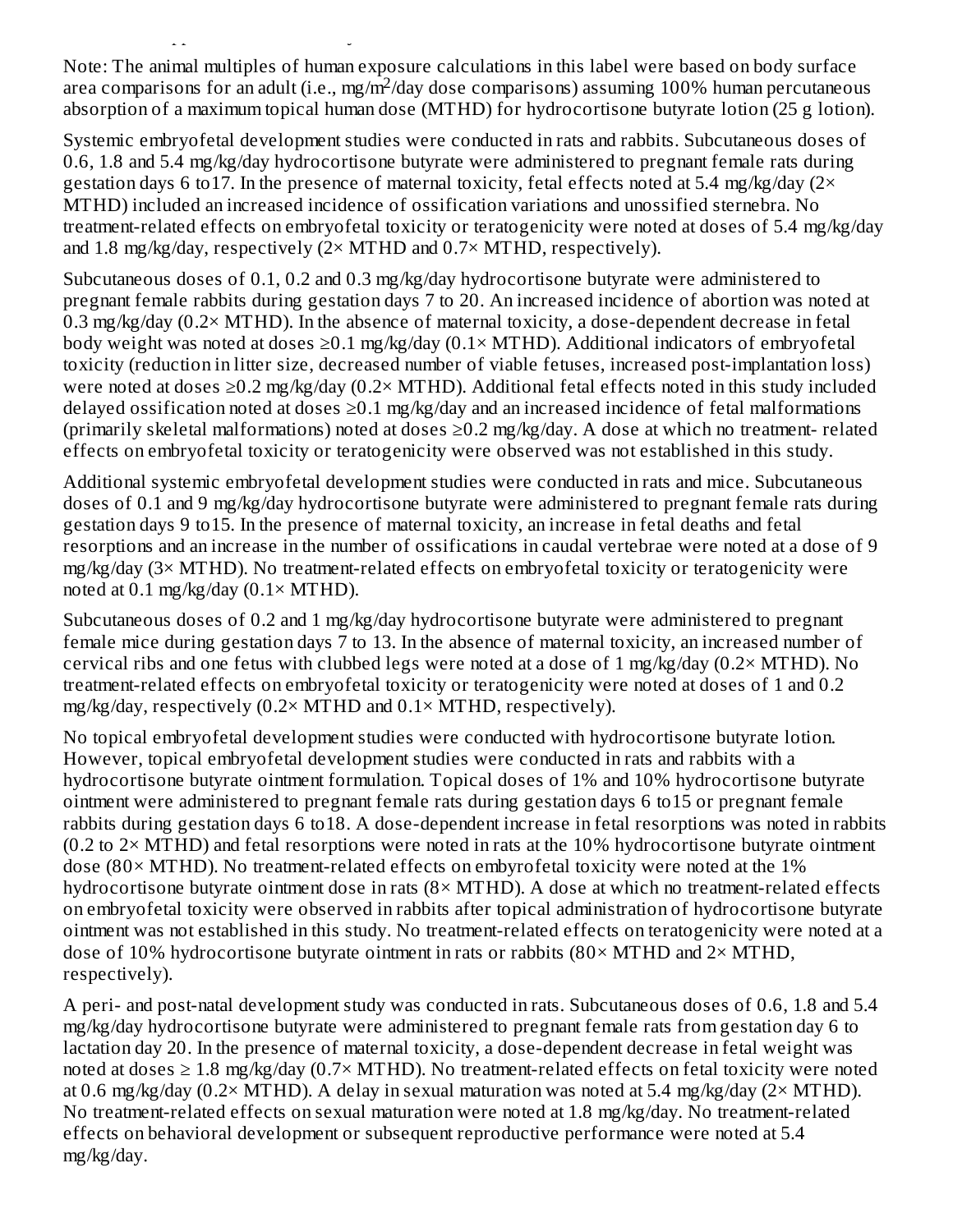Note: The animal multiples of human exposure calculations in this label were based on body surface area comparisons for an adult (i.e., mg/m$^2$/day dose comparisons) assuming 100% human percutaneous absorption of a maximum topical human dose (MTHD) for hydrocortisone butyrate lotion (25 g lotion).

Systemic embryofetal development studies were conducted in rats and rabbits. Subcutaneous doses of 0.6, 1.8 and 5.4 mg/kg/day hydrocortisone butyrate were administered to pregnant female rats during gestation days 6 to17. In the presence of maternal toxicity, fetal effects noted at 5.4 mg/kg/day (2× MTHD) included an increased incidence of ossification variations and unossified sternebra. No treatment-related effects on embryofetal toxicity or teratogenicity were noted at doses of 5.4 mg/kg/day and 1.8 mg/kg/day, respectively (2× MTHD and 0.7× MTHD, respectively).

Subcutaneous doses of 0.1, 0.2 and 0.3 mg/kg/day hydrocortisone butyrate were administered to pregnant female rabbits during gestation days 7 to 20. An increased incidence of abortion was noted at 0.3 mg/kg/day (0.2× MTHD). In the absence of maternal toxicity, a dose-dependent decrease in fetal body weight was noted at doses ≥0.1 mg/kg/day (0.1× MTHD). Additional indicators of embryofetal toxicity (reduction in litter size, decreased number of viable fetuses, increased post-implantation loss) were noted at doses ≥0.2 mg/kg/day (0.2× MTHD). Additional fetal effects noted in this study included delayed ossification noted at doses ≥0.1 mg/kg/day and an increased incidence of fetal malformations (primarily skeletal malformations) noted at doses ≥0.2 mg/kg/day. A dose at which no treatment- related effects on embryofetal toxicity or teratogenicity were observed was not established in this study.

Additional systemic embryofetal development studies were conducted in rats and mice. Subcutaneous doses of 0.1 and 9 mg/kg/day hydrocortisone butyrate were administered to pregnant female rats during gestation days 9 to15. In the presence of maternal toxicity, an increase in fetal deaths and fetal resorptions and an increase in the number of ossifications in caudal vertebrae were noted at a dose of 9 mg/kg/day (3× MTHD). No treatment-related effects on embryofetal toxicity or teratogenicity were noted at 0.1 mg/kg/day (0.1× MTHD).

Subcutaneous doses of 0.2 and 1 mg/kg/day hydrocortisone butyrate were administered to pregnant female mice during gestation days 7 to 13. In the absence of maternal toxicity, an increased number of cervical ribs and one fetus with clubbed legs were noted at a dose of 1 mg/kg/day (0.2× MTHD). No treatment-related effects on embryofetal toxicity or teratogenicity were noted at doses of 1 and 0.2 mg/kg/day, respectively (0.2× MTHD and 0.1× MTHD, respectively).

No topical embryofetal development studies were conducted with hydrocortisone butyrate lotion. However, topical embryofetal development studies were conducted in rats and rabbits with a hydrocortisone butyrate ointment formulation. Topical doses of 1% and 10% hydrocortisone butyrate ointment were administered to pregnant female rats during gestation days 6 to15 or pregnant female rabbits during gestation days 6 to18. A dose-dependent increase in fetal resorptions was noted in rabbits (0.2 to 2× MTHD) and fetal resorptions were noted in rats at the 10% hydrocortisone butyrate ointment dose (80× MTHD). No treatment-related effects on embyrofetal toxicity were noted at the 1% hydrocortisone butyrate ointment dose in rats (8× MTHD). A dose at which no treatment-related effects on embryofetal toxicity were observed in rabbits after topical administration of hydrocortisone butyrate ointment was not established in this study. No treatment-related effects on teratogenicity were noted at a dose of 10% hydrocortisone butyrate ointment in rats or rabbits (80× MTHD and 2× MTHD, respectively).

A peri- and post-natal development study was conducted in rats. Subcutaneous doses of 0.6, 1.8 and 5.4 mg/kg/day hydrocortisone butyrate were administered to pregnant female rats from gestation day 6 to lactation day 20. In the presence of maternal toxicity, a dose-dependent decrease in fetal weight was noted at doses ≥ 1.8 mg/kg/day (0.7× MTHD). No treatment-related effects on fetal toxicity were noted at 0.6 mg/kg/day (0.2× MTHD). A delay in sexual maturation was noted at 5.4 mg/kg/day (2× MTHD). No treatment-related effects on sexual maturation were noted at 1.8 mg/kg/day. No treatment-related effects on behavioral development or subsequent reproductive performance were noted at 5.4 mg/kg/day.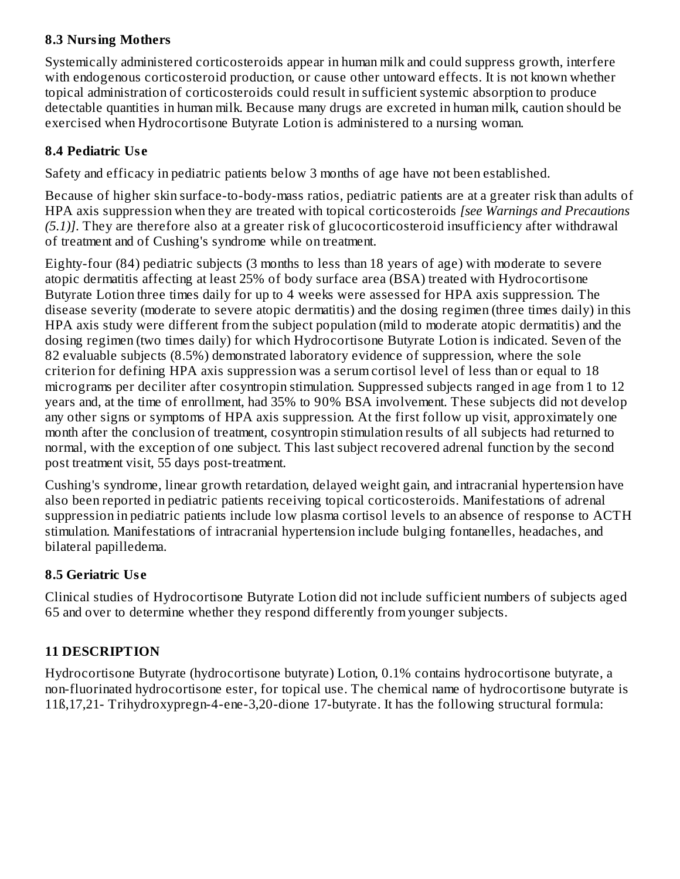### 8.3 Nursing Mothers

Systemically administered corticosteroids appear in human milk and could suppress growth, interfere with endogenous corticosteroid production, or cause other untoward effects. It is not known whether topical administration of corticosteroids could result in sufficient systemic absorption to produce detectable quantities in human milk. Because many drugs are excreted in human milk, caution should be exercised when Hydrocortisone Butyrate Lotion is administered to a nursing woman.

### 8.4 Pediatric Use

Safety and efficacy in pediatric patients below 3 months of age have not been established.

Because of higher skin surface-to-body-mass ratios, pediatric patients are at a greater risk than adults of HPA axis suppression when they are treated with topical corticosteroids *[see Warnings and Precautions (5.1)]*. They are therefore also at a greater risk of glucocorticosteroid insufficiency after withdrawal of treatment and of Cushing's syndrome while on treatment.

Eighty-four (84) pediatric subjects (3 months to less than 18 years of age) with moderate to severe atopic dermatitis affecting at least 25% of body surface area (BSA) treated with Hydrocortisone Butyrate Lotion three times daily for up to 4 weeks were assessed for HPA axis suppression. The disease severity (moderate to severe atopic dermatitis) and the dosing regimen (three times daily) in this HPA axis study were different from the subject population (mild to moderate atopic dermatitis) and the dosing regimen (two times daily) for which Hydrocortisone Butyrate Lotion is indicated. Seven of the 82 evaluable subjects (8.5%) demonstrated laboratory evidence of suppression, where the sole criterion for defining HPA axis suppression was a serum cortisol level of less than or equal to 18 micrograms per deciliter after cosyntropin stimulation. Suppressed subjects ranged in age from 1 to 12 years and, at the time of enrollment, had 35% to 90% BSA involvement. These subjects did not develop any other signs or symptoms of HPA axis suppression. At the first follow up visit, approximately one month after the conclusion of treatment, cosyntropin stimulation results of all subjects had returned to normal, with the exception of one subject. This last subject recovered adrenal function by the second post treatment visit, 55 days post-treatment.

Cushing's syndrome, linear growth retardation, delayed weight gain, and intracranial hypertension have also been reported in pediatric patients receiving topical corticosteroids. Manifestations of adrenal suppression in pediatric patients include low plasma cortisol levels to an absence of response to ACTH stimulation. Manifestations of intracranial hypertension include bulging fontanelles, headaches, and bilateral papilledema.

### 8.5 Geriatric Use

Clinical studies of Hydrocortisone Butyrate Lotion did not include sufficient numbers of subjects aged 65 and over to determine whether they respond differently from younger subjects.

## 11 DESCRIPTION

Hydrocortisone Butyrate (hydrocortisone butyrate) Lotion, 0.1% contains hydrocortisone butyrate, a non-fluorinated hydrocortisone ester, for topical use. The chemical name of hydrocortisone butyrate is 11ß,17,21- Trihydroxypregn-4-ene-3,20-dione 17-butyrate. It has the following structural formula: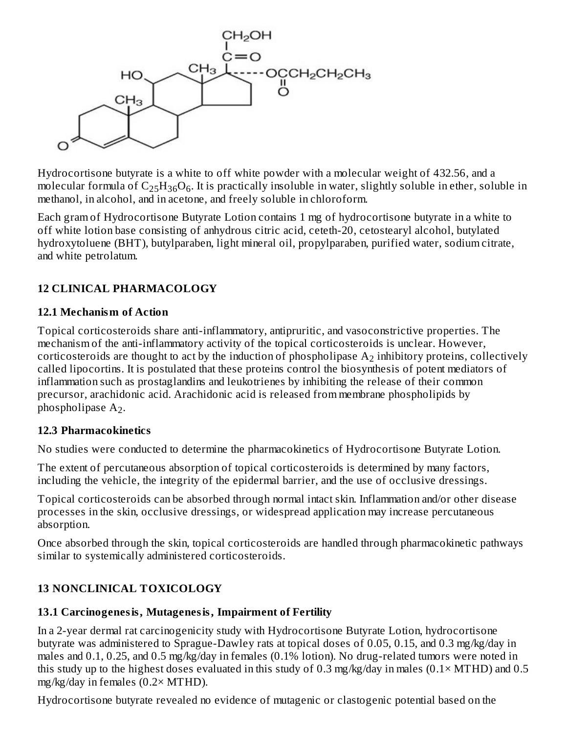Hydrocortisone butyrate is a white to off white powder with a molecular weight of 432.56, and a molecular formula of $C_{25}H_{36}O_6$. It is practically insoluble in water, slightly soluble in ether, soluble in methanol, in alcohol, and in acetone, and freely soluble in chloroform.

Each gram of Hydrocortisone Butyrate Lotion contains 1 mg of hydrocortisone butyrate in a white to off white lotion base consisting of anhydrous citric acid, ceteth-20, cetostearyl alcohol, butylated hydroxytoluene (BHT), butylparaben, light mineral oil, propylparaben, purified water, sodium citrate, and white petrolatum.

## 12 CLINICAL PHARMACOLOGY

### 12.1 Mechanism of Action

Topical corticosteroids share anti-inflammatory, antipruritic, and vasoconstrictive properties. The mechanism of the anti-inflammatory activity of the topical corticosteroids is unclear. However, corticosteroids are thought to act by the induction of phospholipase $A_2$ inhibitory proteins, collectively called lipocortins. It is postulated that these proteins control the biosynthesis of potent mediators of inflammation such as prostaglandins and leukotrienes by inhibiting the release of their common precursor, arachidonic acid. Arachidonic acid is released from membrane phospholipids by phospholipase $A_2$.

### 12.3 Pharmacokinetics

No studies were conducted to determine the pharmacokinetics of Hydrocortisone Butyrate Lotion.

The extent of percutaneous absorption of topical corticosteroids is determined by many factors, including the vehicle, the integrity of the epidermal barrier, and the use of occlusive dressings.

Topical corticosteroids can be absorbed through normal intact skin. Inflammation and/or other disease processes in the skin, occlusive dressings, or widespread application may increase percutaneous absorption.

Once absorbed through the skin, topical corticosteroids are handled through pharmacokinetic pathways similar to systemically administered corticosteroids.

## 13 NONCLINICAL TOXICOLOGY

### 13.1 Carcinogenesis, Mutagenesis, Impairment of Fertility

In a 2-year dermal rat carcinogenicity study with Hydrocortisone Butyrate Lotion, hydrocortisone butyrate was administered to Sprague-Dawley rats at topical doses of 0.05, 0.15, and 0.3 mg/kg/day in males and 0.1, 0.25, and 0.5 mg/kg/day in females (0.1% lotion). No drug-related tumors were noted in this study up to the highest doses evaluated in this study of 0.3 mg/kg/day in males (0.1× MTHD) and 0.5 mg/kg/day in females (0.2× MTHD).

Hydrocortisone butyrate revealed no evidence of mutagenic or clastogenic potential based on the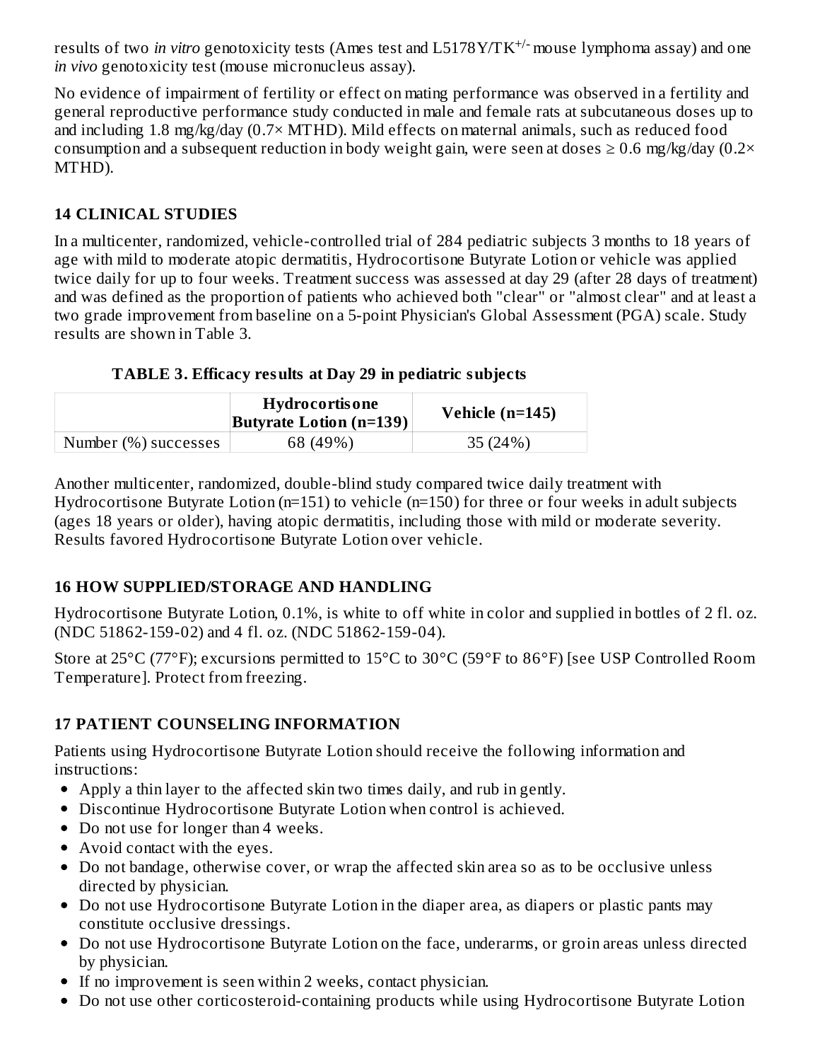results of two *in vitro* genotoxicity tests (Ames test and L5178Y/TK$^{+/-}$ mouse lymphoma assay) and one *in vivo* genotoxicity test (mouse micronucleus assay).

No evidence of impairment of fertility or effect on mating performance was observed in a fertility and general reproductive performance study conducted in male and female rats at subcutaneous doses up to and including 1.8 mg/kg/day (0.7× MTHD). Mild effects on maternal animals, such as reduced food consumption and a subsequent reduction in body weight gain, were seen at doses ≥ 0.6 mg/kg/day (0.2× MTHD).

## 14 CLINICAL STUDIES

In a multicenter, randomized, vehicle-controlled trial of 284 pediatric subjects 3 months to 18 years of age with mild to moderate atopic dermatitis, Hydrocortisone Butyrate Lotion or vehicle was applied twice daily for up to four weeks. Treatment success was assessed at day 29 (after 28 days of treatment) and was defined as the proportion of patients who achieved both "clear" or "almost clear" and at least a two grade improvement from baseline on a 5-point Physician's Global Assessment (PGA) scale. Study results are shown in Table 3.

**TABLE 3. Efficacy results at Day 29 in pediatric subjects**

| | Hydrocortisone Butyrate Lotion (n=139) | Vehicle (n=145) |
|---|---|---|
| Number (%) successes | 68 (49%) | 35 (24%) |

Another multicenter, randomized, double-blind study compared twice daily treatment with Hydrocortisone Butyrate Lotion (n=151) to vehicle (n=150) for three or four weeks in adult subjects (ages 18 years or older), having atopic dermatitis, including those with mild or moderate severity. Results favored Hydrocortisone Butyrate Lotion over vehicle.

## 16 HOW SUPPLIED/STORAGE AND HANDLING

Hydrocortisone Butyrate Lotion, 0.1%, is white to off white in color and supplied in bottles of 2 fl. oz. (NDC 51862-159-02) and 4 fl. oz. (NDC 51862-159-04).

Store at 25°C (77°F); excursions permitted to 15°C to 30°C (59°F to 86°F) [see USP Controlled Room Temperature]. Protect from freezing.

## 17 PATIENT COUNSELING INFORMATION

Patients using Hydrocortisone Butyrate Lotion should receive the following information and instructions:

- Apply a thin layer to the affected skin two times daily, and rub in gently.
- Discontinue Hydrocortisone Butyrate Lotion when control is achieved.
- Do not use for longer than 4 weeks.
- Avoid contact with the eyes.
- Do not bandage, otherwise cover, or wrap the affected skin area so as to be occlusive unless directed by physician.
- Do not use Hydrocortisone Butyrate Lotion in the diaper area, as diapers or plastic pants may constitute occlusive dressings.
- Do not use Hydrocortisone Butyrate Lotion on the face, underarms, or groin areas unless directed by physician.
- If no improvement is seen within 2 weeks, contact physician.
- Do not use other corticosteroid-containing products while using Hydrocortisone Butyrate Lotion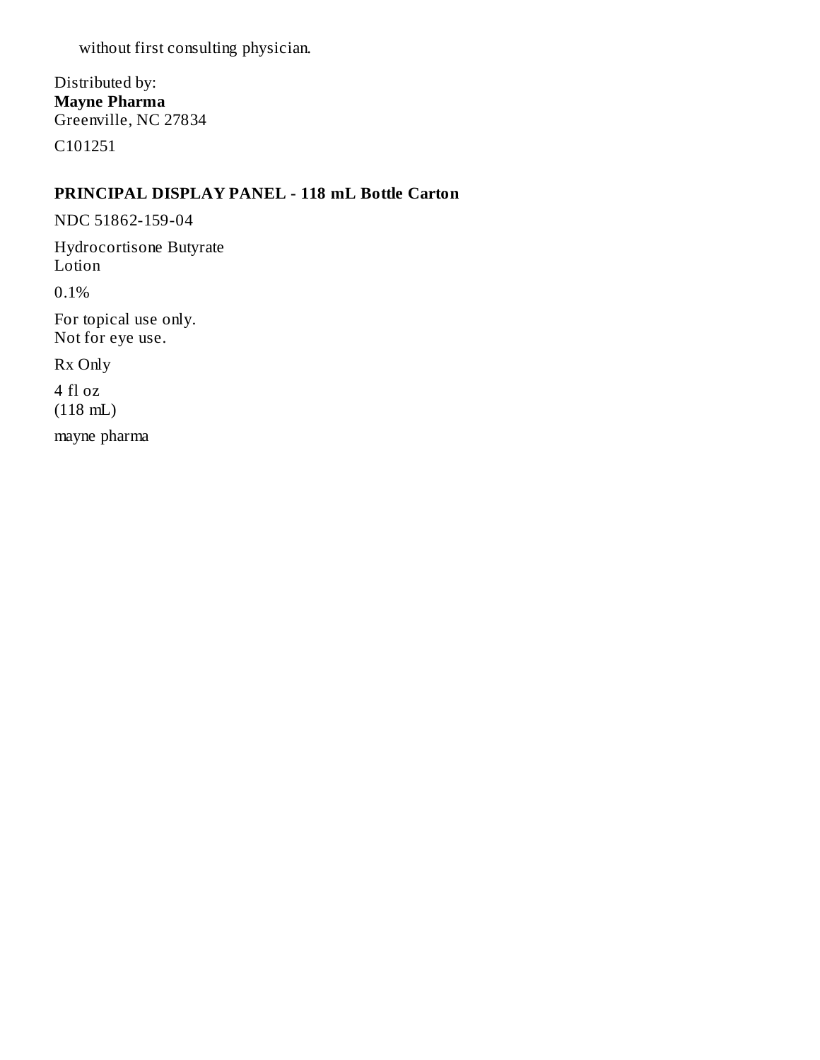without first consulting physician.

Distributed by:
**Mayne Pharma**
Greenville, NC 27834

C101251

## PRINCIPAL DISPLAY PANEL - 118 mL Bottle Carton

NDC 51862-159-04

Hydrocortisone Butyrate
Lotion

0.1%

For topical use only.
Not for eye use.

Rx Only

4 fl oz
(118 mL)

mayne pharma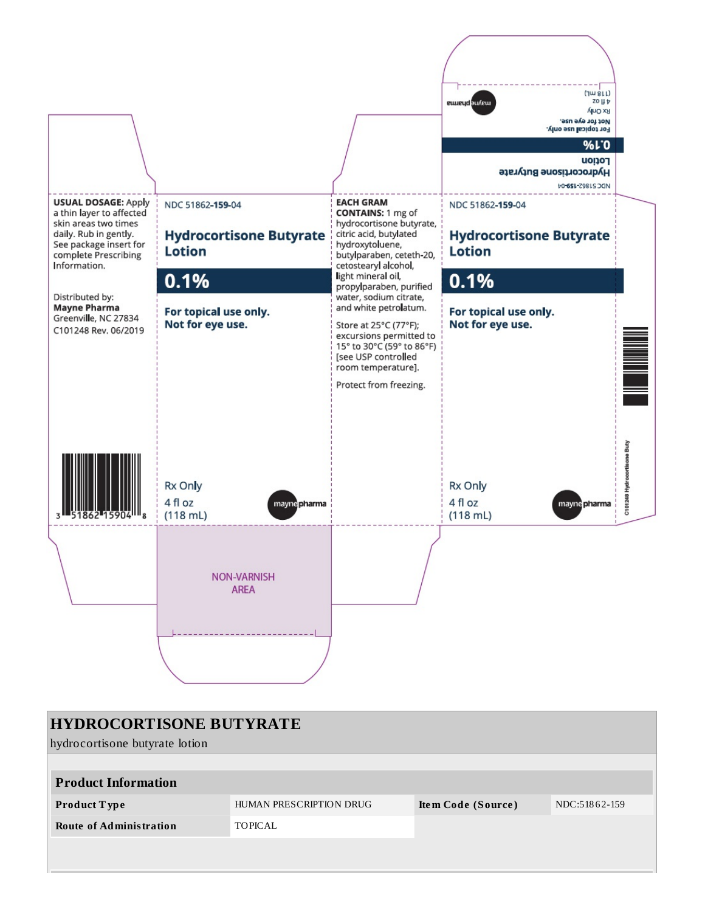**USUAL DOSAGE:** Apply a thin layer to affected skin areas two times daily. Rub in gently. See package insert for complete Prescribing Information.

Distributed by:
**Mayne Pharma**
Greenville, NC 27834
C101248 Rev. 06/2019

3 51862 15904 8

NDC 51862-**159**-04

## Hydrocortisone Butyrate Lotion

## 0.1%

**For topical use only.**
**Not for eye use.**

Rx Only
4 fl oz
(118 mL)

mayne pharma

**EACH GRAM CONTAINS:** 1 mg of hydrocortisone butyrate, citric acid, butylated hydroxytoluene, butylparaben, ceteth-20, cetostearyl alcohol, light mineral oil, propylparaben, purified water, sodium citrate, and white petrolatum.

Store at 25°C (77°F); excursions permitted to 15° to 30°C (59° to 86°F) [see USP controlled room temperature].

Protect from freezing.

NDC 51862-**159**-04

## Hydrocortisone Butyrate Lotion

## 0.1%

**For topical use only.**
**Not for eye use.**

Rx Only
4 fl oz
(118 mL)

mayne pharma

NDC 51862-159-04
Hydrocortisone Butyrate
Lotion
0.1%
For topical use only.
Not for eye use.
Rx Only
4 fl oz
(118 mL)

mayne pharma

C101248 Hydrocortisone Buty

NON-VARNISH AREA

# HYDROCORTISONE BUTYRATE

hydrocortisone butyrate lotion

| Product Information | | | |
|---|---|---|---|
| **Product Type** | HUMAN PRESCRIPTION DRUG | **Item Code (Source)** | NDC:51862-159 |
| **Route of Administration** | TOPICAL | | |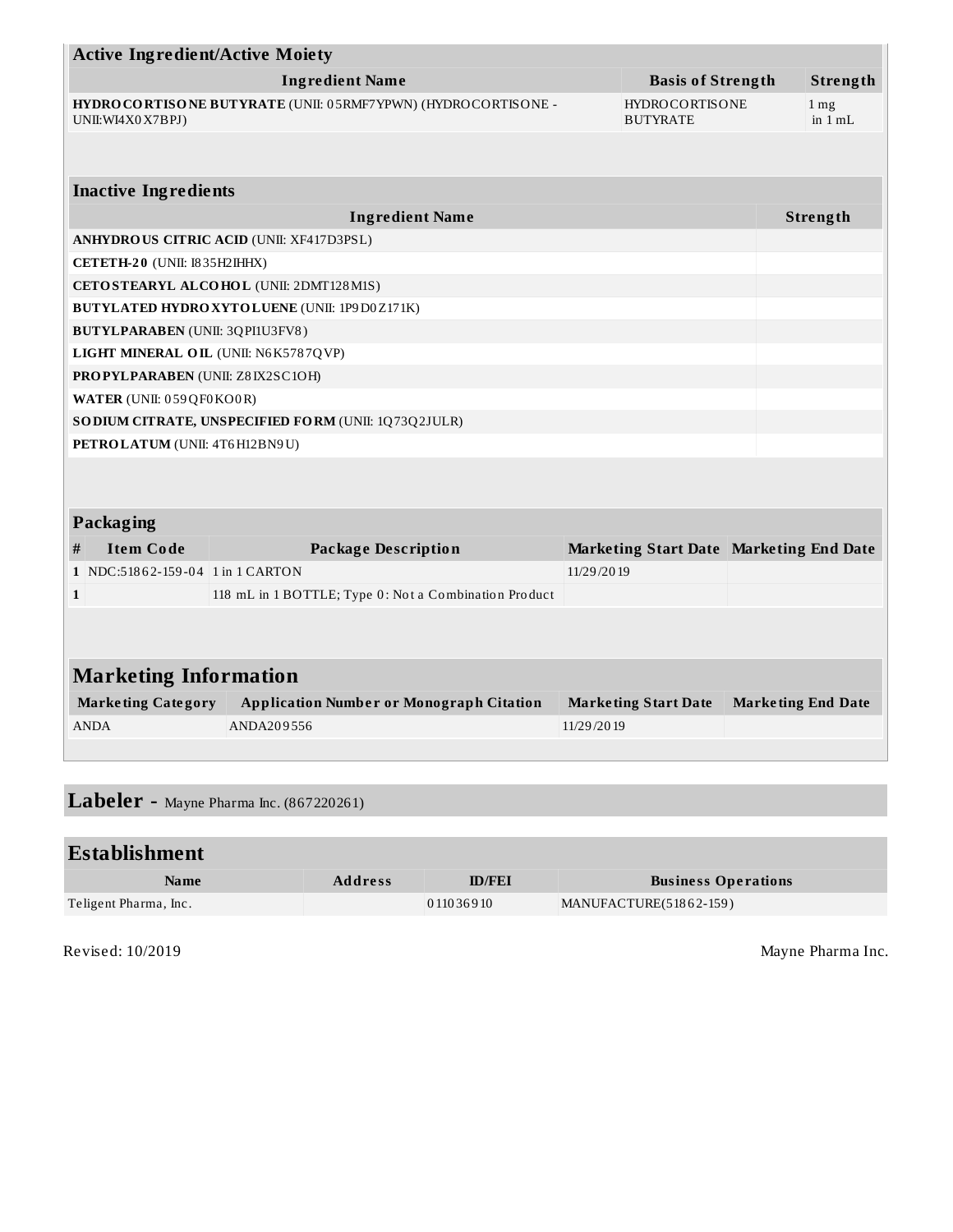| Active Ingredient/Active Moiety | | |
|---|---|---|
| **Ingredient Name** | **Basis of Strength** | **Strength** |
| **HYDROCORTISONE BUTYRATE** (UNII: 05RMF7YPWN) (HYDROCORTISONE - UNII:WI4X0X7BPJ) | HYDROCORTISONE BUTYRATE | 1 mg in 1 mL |

| Inactive Ingredients | |
|---|---|
| **Ingredient Name** | **Strength** |
| **ANHYDROUS CITRIC ACID** (UNII: XF417D3PSL) | |
| **CETETH-20** (UNII: I835H2IHHX) | |
| **CETOSTEARYL ALCOHOL** (UNII: 2DMT128M1S) | |
| **BUTYLATED HYDROXYTOLUENE** (UNII: 1P9D0Z171K) | |
| **BUTYLPARABEN** (UNII: 3QPI1U3FV8) | |
| **LIGHT MINERAL OIL** (UNII: N6K5787QVP) | |
| **PROPYLPARABEN** (UNII: Z8IX2SC1OH) | |
| **WATER** (UNII: 059QF0KO0R) | |
| **SODIUM CITRATE, UNSPECIFIED FORM** (UNII: 1Q73Q2JULR) | |
| **PETROLATUM** (UNII: 4T6H12BN9U) | |

| Packaging | | | | |
|---|---|---|---|---|
| **#** | **Item Code** | **Package Description** | **Marketing Start Date** | **Marketing End Date** |
| 1 | NDC:51862-159-04 | 1 in 1 CARTON | 11/29/2019 | |
| 1 | | 118 mL in 1 BOTTLE; Type 0: Not a Combination Product | | |

| Marketing Information | | | |
|---|---|---|---|
| **Marketing Category** | **Application Number or Monograph Citation** | **Marketing Start Date** | **Marketing End Date** |
| ANDA | ANDA209556 | 11/29/2019 | |

## Labeler - Mayne Pharma Inc. (867220261)

| Establishment | | | |
|---|---|---|---|
| **Name** | **Address** | **ID/FEI** | **Business Operations** |
| Teligent Pharma, Inc. | | 011036910 | MANUFACTURE(51862-159) |

Revised: 10/2019

Mayne Pharma Inc.